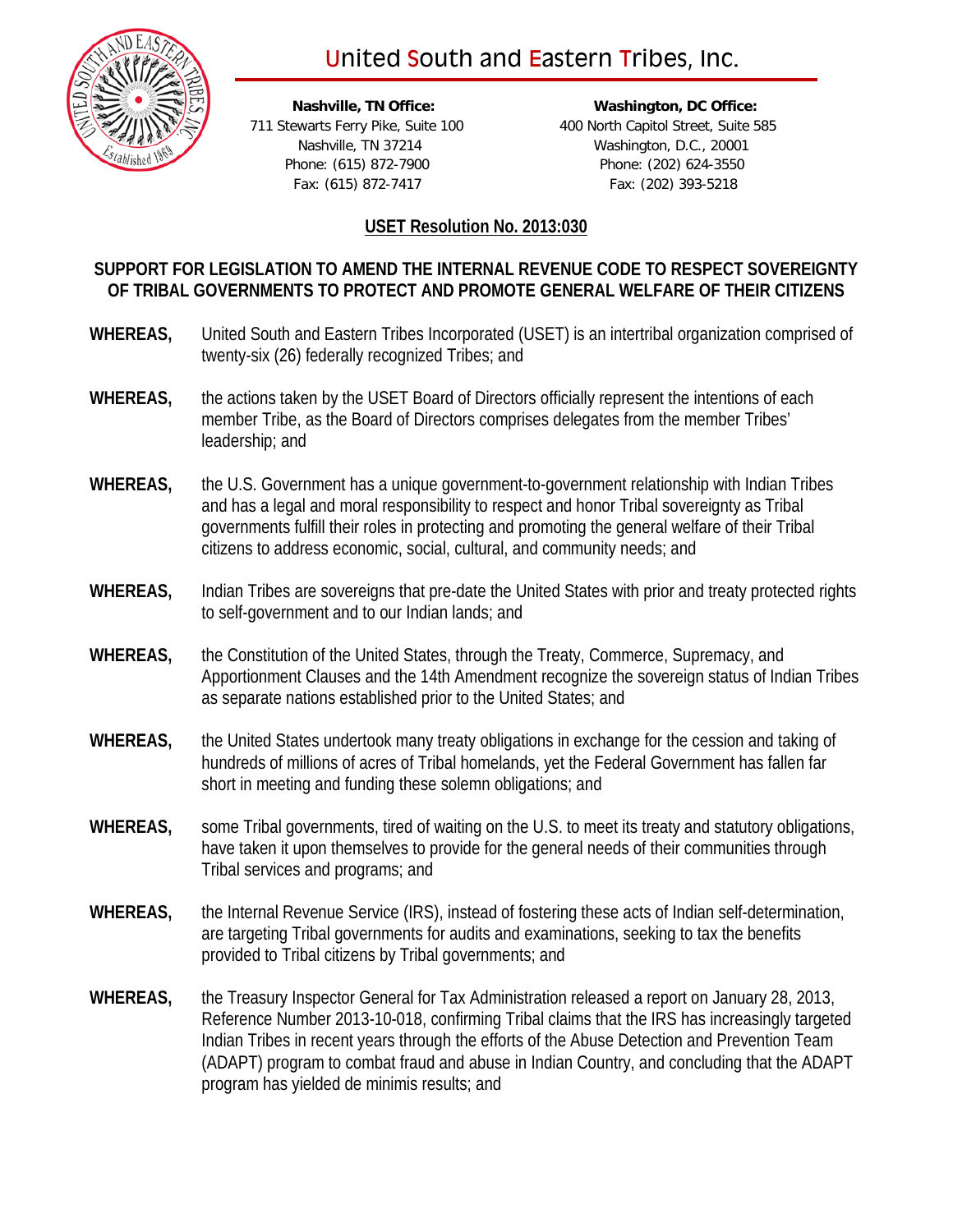# United South and Eastern Tribes, Inc.

**Nashville, TN Office:**
711 Stewarts Ferry Pike, Suite 100
Nashville, TN 37214
Phone: (615) 872-7900
Fax: (615) 872-7417

**Washington, DC Office:**
400 North Capitol Street, Suite 585
Washington, D.C., 20001
Phone: (202) 624-3550
Fax: (202) 393-5218

## USET Resolution No. 2013:030

## SUPPORT FOR LEGISLATION TO AMEND THE INTERNAL REVENUE CODE TO RESPECT SOVEREIGNTY OF TRIBAL GOVERNMENTS TO PROTECT AND PROMOTE GENERAL WELFARE OF THEIR CITIZENS

**WHEREAS,** United South and Eastern Tribes Incorporated (USET) is an intertribal organization comprised of twenty-six (26) federally recognized Tribes; and

**WHEREAS,** the actions taken by the USET Board of Directors officially represent the intentions of each member Tribe, as the Board of Directors comprises delegates from the member Tribes' leadership; and

**WHEREAS,** the U.S. Government has a unique government-to-government relationship with Indian Tribes and has a legal and moral responsibility to respect and honor Tribal sovereignty as Tribal governments fulfill their roles in protecting and promoting the general welfare of their Tribal citizens to address economic, social, cultural, and community needs; and

**WHEREAS,** Indian Tribes are sovereigns that pre-date the United States with prior and treaty protected rights to self-government and to our Indian lands; and

**WHEREAS,** the Constitution of the United States, through the Treaty, Commerce, Supremacy, and Apportionment Clauses and the 14th Amendment recognize the sovereign status of Indian Tribes as separate nations established prior to the United States; and

**WHEREAS,** the United States undertook many treaty obligations in exchange for the cession and taking of hundreds of millions of acres of Tribal homelands, yet the Federal Government has fallen far short in meeting and funding these solemn obligations; and

**WHEREAS,** some Tribal governments, tired of waiting on the U.S. to meet its treaty and statutory obligations, have taken it upon themselves to provide for the general needs of their communities through Tribal services and programs; and

**WHEREAS,** the Internal Revenue Service (IRS), instead of fostering these acts of Indian self-determination, are targeting Tribal governments for audits and examinations, seeking to tax the benefits provided to Tribal citizens by Tribal governments; and

**WHEREAS,** the Treasury Inspector General for Tax Administration released a report on January 28, 2013, Reference Number 2013-10-018, confirming Tribal claims that the IRS has increasingly targeted Indian Tribes in recent years through the efforts of the Abuse Detection and Prevention Team (ADAPT) program to combat fraud and abuse in Indian Country, and concluding that the ADAPT program has yielded de minimis results; and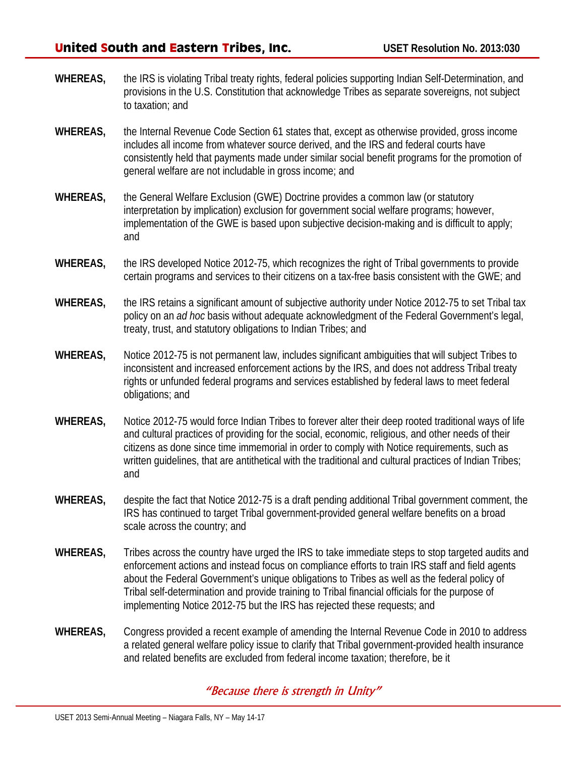**WHEREAS,** the IRS is violating Tribal treaty rights, federal policies supporting Indian Self-Determination, and provisions in the U.S. Constitution that acknowledge Tribes as separate sovereigns, not subject to taxation; and

**WHEREAS,** the Internal Revenue Code Section 61 states that, except as otherwise provided, gross income includes all income from whatever source derived, and the IRS and federal courts have consistently held that payments made under similar social benefit programs for the promotion of general welfare are not includable in gross income; and

**WHEREAS,** the General Welfare Exclusion (GWE) Doctrine provides a common law (or statutory interpretation by implication) exclusion for government social welfare programs; however, implementation of the GWE is based upon subjective decision-making and is difficult to apply; and

**WHEREAS,** the IRS developed Notice 2012-75, which recognizes the right of Tribal governments to provide certain programs and services to their citizens on a tax-free basis consistent with the GWE; and

**WHEREAS,** the IRS retains a significant amount of subjective authority under Notice 2012-75 to set Tribal tax policy on an *ad hoc* basis without adequate acknowledgment of the Federal Government's legal, treaty, trust, and statutory obligations to Indian Tribes; and

**WHEREAS,** Notice 2012-75 is not permanent law, includes significant ambiguities that will subject Tribes to inconsistent and increased enforcement actions by the IRS, and does not address Tribal treaty rights or unfunded federal programs and services established by federal laws to meet federal obligations; and

**WHEREAS,** Notice 2012-75 would force Indian Tribes to forever alter their deep rooted traditional ways of life and cultural practices of providing for the social, economic, religious, and other needs of their citizens as done since time immemorial in order to comply with Notice requirements, such as written guidelines, that are antithetical with the traditional and cultural practices of Indian Tribes; and

**WHEREAS,** despite the fact that Notice 2012-75 is a draft pending additional Tribal government comment, the IRS has continued to target Tribal government-provided general welfare benefits on a broad scale across the country; and

**WHEREAS,** Tribes across the country have urged the IRS to take immediate steps to stop targeted audits and enforcement actions and instead focus on compliance efforts to train IRS staff and field agents about the Federal Government's unique obligations to Tribes as well as the federal policy of Tribal self-determination and provide training to Tribal financial officials for the purpose of implementing Notice 2012-75 but the IRS has rejected these requests; and

**WHEREAS,** Congress provided a recent example of amending the Internal Revenue Code in 2010 to address a related general welfare policy issue to clarify that Tribal government-provided health insurance and related benefits are excluded from federal income taxation; therefore, be it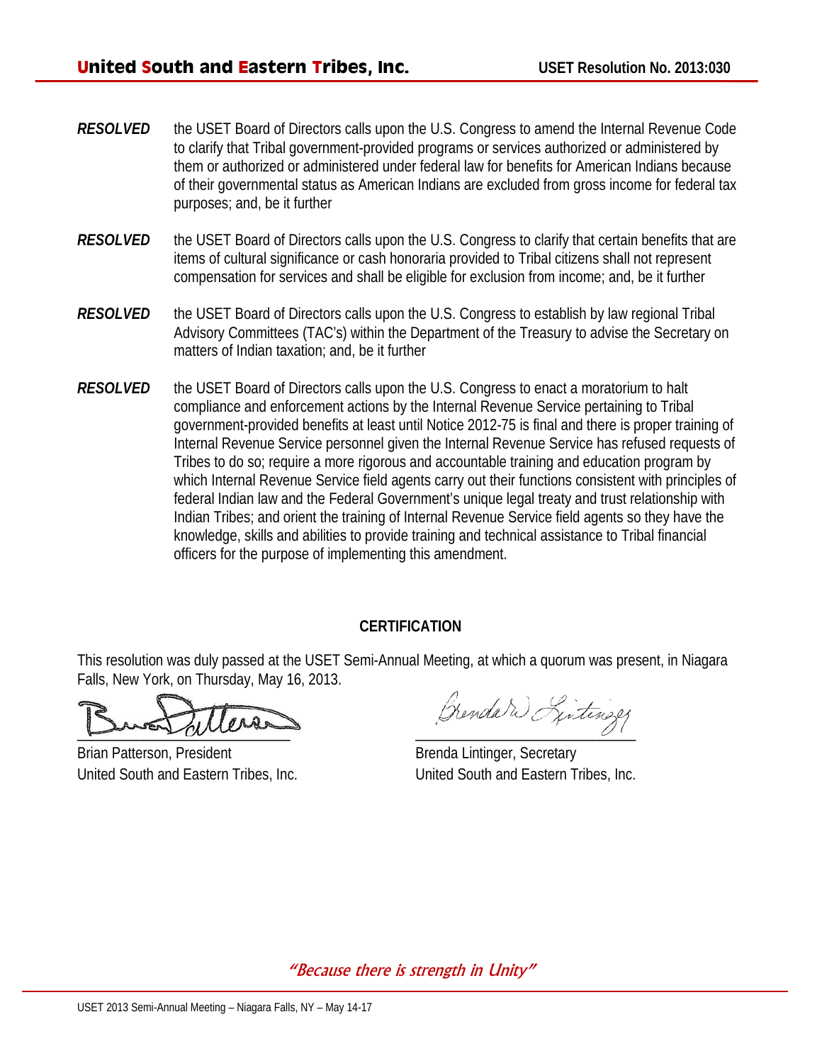***RESOLVED*** the USET Board of Directors calls upon the U.S. Congress to amend the Internal Revenue Code to clarify that Tribal government-provided programs or services authorized or administered by them or authorized or administered under federal law for benefits for American Indians because of their governmental status as American Indians are excluded from gross income for federal tax purposes; and, be it further

***RESOLVED*** the USET Board of Directors calls upon the U.S. Congress to clarify that certain benefits that are items of cultural significance or cash honoraria provided to Tribal citizens shall not represent compensation for services and shall be eligible for exclusion from income; and, be it further

***RESOLVED*** the USET Board of Directors calls upon the U.S. Congress to establish by law regional Tribal Advisory Committees (TAC's) within the Department of the Treasury to advise the Secretary on matters of Indian taxation; and, be it further

***RESOLVED*** the USET Board of Directors calls upon the U.S. Congress to enact a moratorium to halt compliance and enforcement actions by the Internal Revenue Service pertaining to Tribal government-provided benefits at least until Notice 2012-75 is final and there is proper training of Internal Revenue Service personnel given the Internal Revenue Service has refused requests of Tribes to do so; require a more rigorous and accountable training and education program by which Internal Revenue Service field agents carry out their functions consistent with principles of federal Indian law and the Federal Government's unique legal treaty and trust relationship with Indian Tribes; and orient the training of Internal Revenue Service field agents so they have the knowledge, skills and abilities to provide training and technical assistance to Tribal financial officers for the purpose of implementing this amendment.

**CERTIFICATION**

This resolution was duly passed at the USET Semi-Annual Meeting, at which a quorum was present, in Niagara Falls, New York, on Thursday, May 16, 2013.

Brian Patterson, President
United South and Eastern Tribes, Inc.

Brenda Lintinger, Secretary
United South and Eastern Tribes, Inc.

*"Because there is strength in Unity"*